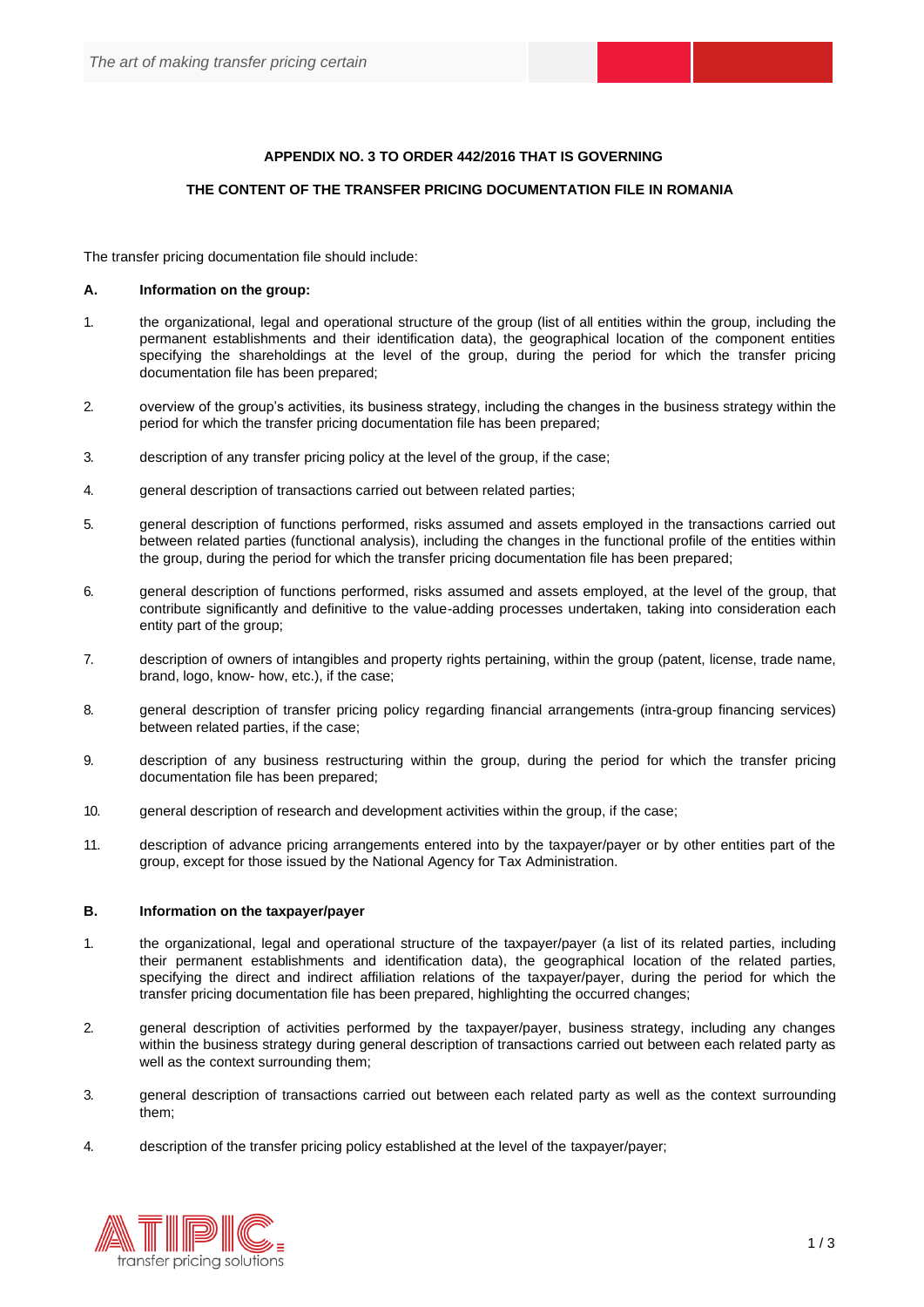**APPENDIX NO. 3 TO ORDER 442/2016 THAT IS GOVERNING**

**THE CONTENT OF THE TRANSFER PRICING DOCUMENTATION FILE IN ROMANIA**

The transfer pricing documentation file should include:

**A. Information on the group:**

1. the organizational, legal and operational structure of the group (list of all entities within the group, including the permanent establishments and their identification data), the geographical location of the component entities specifying the shareholdings at the level of the group, during the period for which the transfer pricing documentation file has been prepared;

2. overview of the group's activities, its business strategy, including the changes in the business strategy within the period for which the transfer pricing documentation file has been prepared;

3. description of any transfer pricing policy at the level of the group, if the case;

4. general description of transactions carried out between related parties;

5. general description of functions performed, risks assumed and assets employed in the transactions carried out between related parties (functional analysis), including the changes in the functional profile of the entities within the group, during the period for which the transfer pricing documentation file has been prepared;

6. general description of functions performed, risks assumed and assets employed, at the level of the group, that contribute significantly and definitive to the value-adding processes undertaken, taking into consideration each entity part of the group;

7. description of owners of intangibles and property rights pertaining, within the group (patent, license, trade name, brand, logo, know- how, etc.), if the case;

8. general description of transfer pricing policy regarding financial arrangements (intra-group financing services) between related parties, if the case;

9. description of any business restructuring within the group, during the period for which the transfer pricing documentation file has been prepared;

10. general description of research and development activities within the group, if the case;

11. description of advance pricing arrangements entered into by the taxpayer/payer or by other entities part of the group, except for those issued by the National Agency for Tax Administration.

**B. Information on the taxpayer/payer**

1. the organizational, legal and operational structure of the taxpayer/payer (a list of its related parties, including their permanent establishments and identification data), the geographical location of the related parties, specifying the direct and indirect affiliation relations of the taxpayer/payer, during the period for which the transfer pricing documentation file has been prepared, highlighting the occurred changes;

2. general description of activities performed by the taxpayer/payer, business strategy, including any changes within the business strategy during general description of transactions carried out between each related party as well as the context surrounding them;

3. general description of transactions carried out between each related party as well as the context surrounding them;

4. description of the transfer pricing policy established at the level of the taxpayer/payer;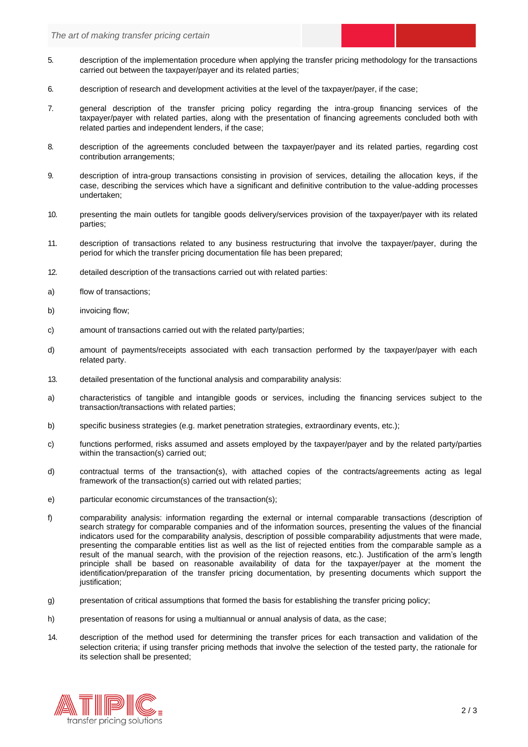5. description of the implementation procedure when applying the transfer pricing methodology for the transactions carried out between the taxpayer/payer and its related parties;

6. description of research and development activities at the level of the taxpayer/payer, if the case;

7. general description of the transfer pricing policy regarding the intra-group financing services of the taxpayer/payer with related parties, along with the presentation of financing agreements concluded both with related parties and independent lenders, if the case;

8. description of the agreements concluded between the taxpayer/payer and its related parties, regarding cost contribution arrangements;

9. description of intra-group transactions consisting in provision of services, detailing the allocation keys, if the case, describing the services which have a significant and definitive contribution to the value-adding processes undertaken;

10. presenting the main outlets for tangible goods delivery/services provision of the taxpayer/payer with its related parties;

11. description of transactions related to any business restructuring that involve the taxpayer/payer, during the period for which the transfer pricing documentation file has been prepared;

12. detailed description of the transactions carried out with related parties:

a) flow of transactions;

b) invoicing flow;

c) amount of transactions carried out with the related party/parties;

d) amount of payments/receipts associated with each transaction performed by the taxpayer/payer with each related party.

13. detailed presentation of the functional analysis and comparability analysis:

a) characteristics of tangible and intangible goods or services, including the financing services subject to the transaction/transactions with related parties;

b) specific business strategies (e.g. market penetration strategies, extraordinary events, etc.);

c) functions performed, risks assumed and assets employed by the taxpayer/payer and by the related party/parties within the transaction(s) carried out;

d) contractual terms of the transaction(s), with attached copies of the contracts/agreements acting as legal framework of the transaction(s) carried out with related parties;

e) particular economic circumstances of the transaction(s);

f) comparability analysis: information regarding the external or internal comparable transactions (description of search strategy for comparable companies and of the information sources, presenting the values of the financial indicators used for the comparability analysis, description of possible comparability adjustments that were made, presenting the comparable entities list as well as the list of rejected entities from the comparable sample as a result of the manual search, with the provision of the rejection reasons, etc.). Justification of the arm's length principle shall be based on reasonable availability of data for the taxpayer/payer at the moment the identification/preparation of the transfer pricing documentation, by presenting documents which support the justification;

g) presentation of critical assumptions that formed the basis for establishing the transfer pricing policy;

h) presentation of reasons for using a multiannual or annual analysis of data, as the case;

14. description of the method used for determining the transfer prices for each transaction and validation of the selection criteria; if using transfer pricing methods that involve the selection of the tested party, the rationale for its selection shall be presented;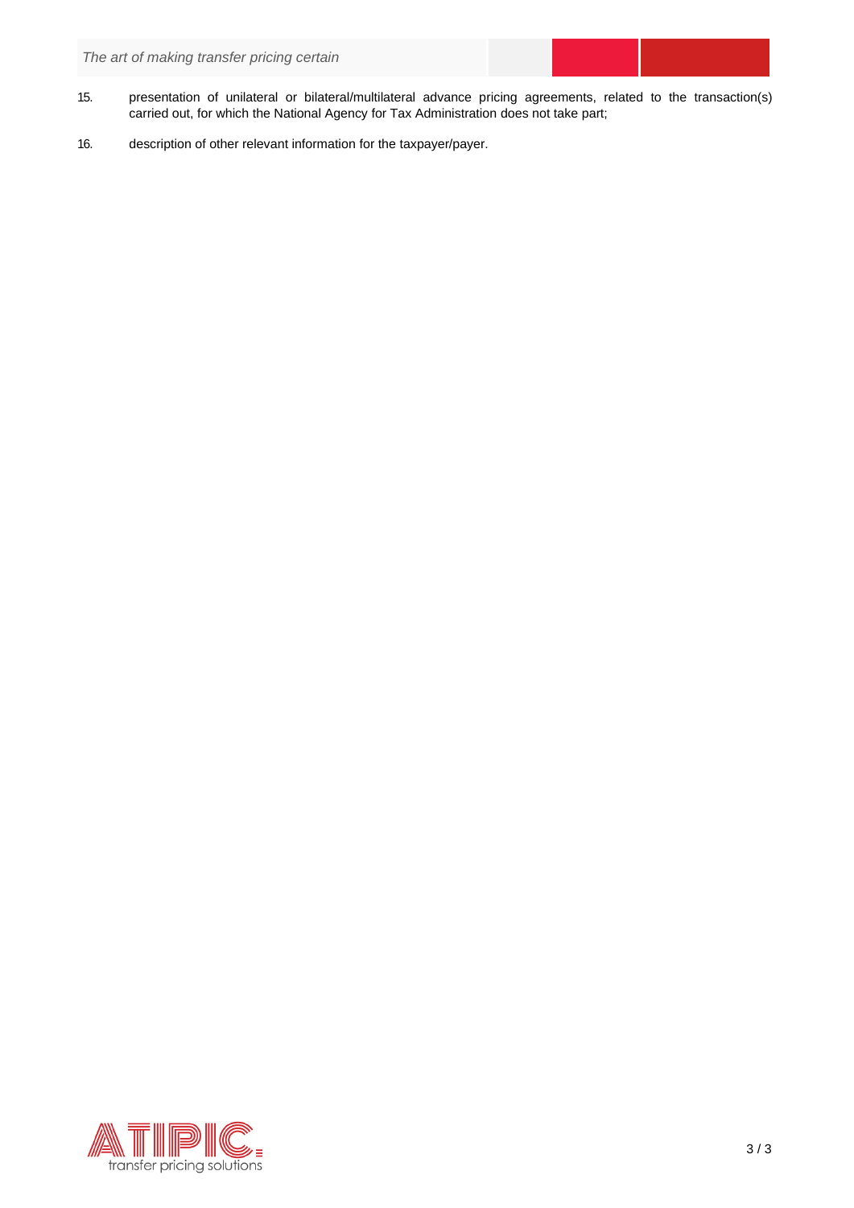15. presentation of unilateral or bilateral/multilateral advance pricing agreements, related to the transaction(s) carried out, for which the National Agency for Tax Administration does not take part;

16. description of other relevant information for the taxpayer/payer.